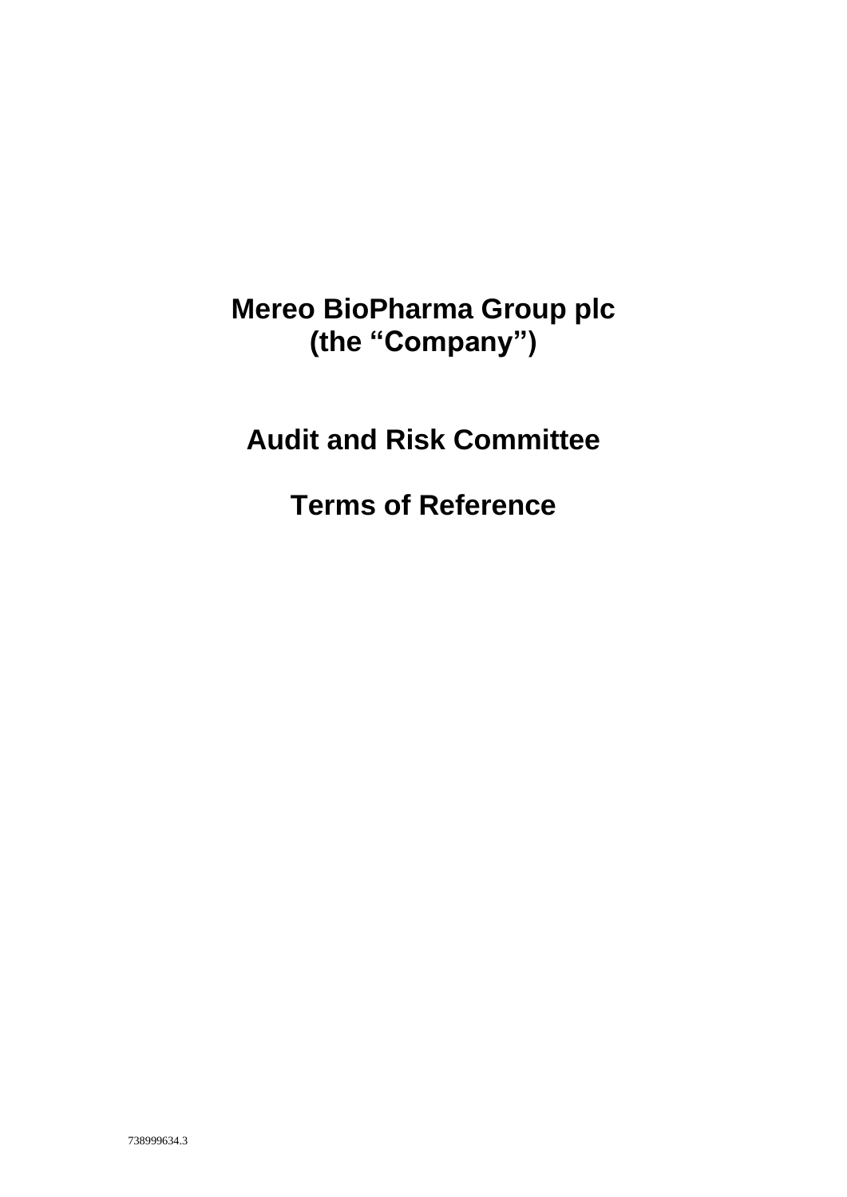# Mereo BioPharma Group plc
# (the "Company")

## Audit and Risk Committee

## Terms of Reference

738999634.3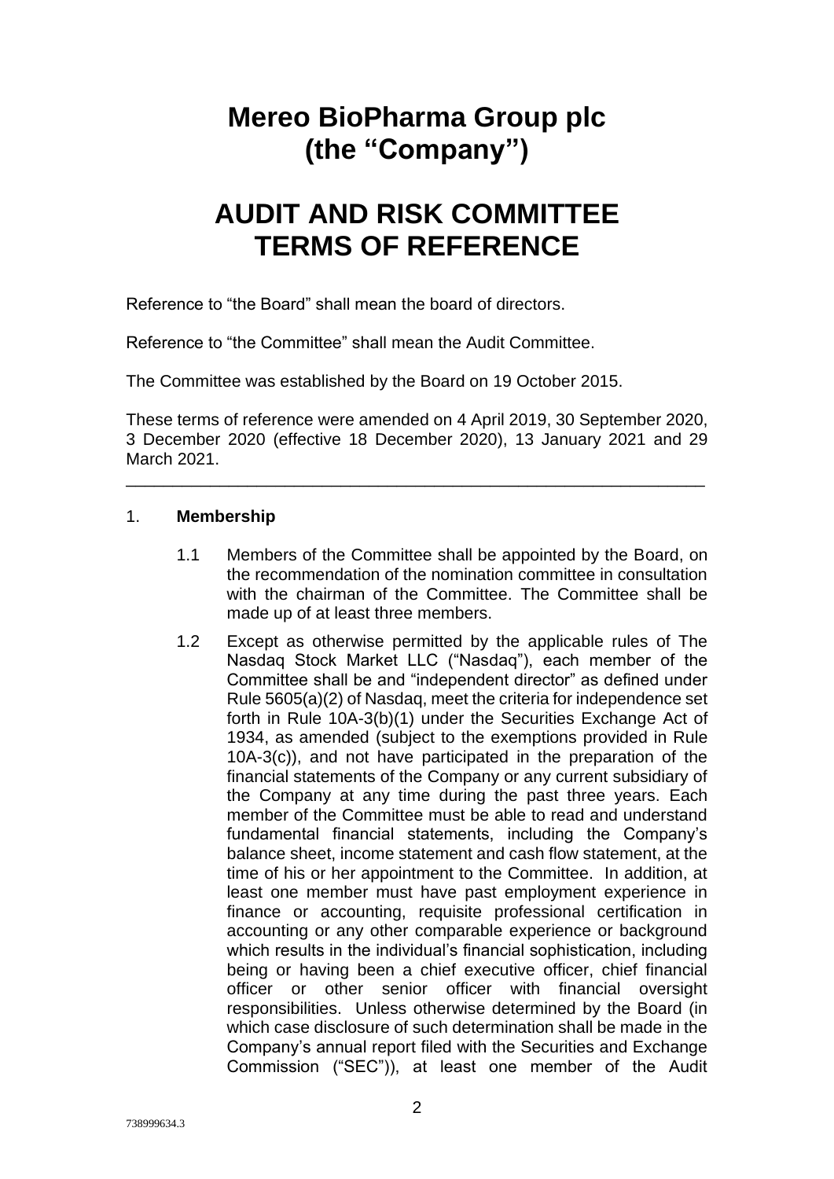# Mereo BioPharma Group plc (the "Company")

# AUDIT AND RISK COMMITTEE TERMS OF REFERENCE

Reference to "the Board" shall mean the board of directors.

Reference to "the Committee" shall mean the Audit Committee.

The Committee was established by the Board on 19 October 2015.

These terms of reference were amended on 4 April 2019, 30 September 2020, 3 December 2020 (effective 18 December 2020), 13 January 2021 and 29 March 2021.

---

1. **Membership**

   1.1 Members of the Committee shall be appointed by the Board, on the recommendation of the nomination committee in consultation with the chairman of the Committee. The Committee shall be made up of at least three members.

   1.2 Except as otherwise permitted by the applicable rules of The Nasdaq Stock Market LLC ("Nasdaq"), each member of the Committee shall be and "independent director" as defined under Rule 5605(a)(2) of Nasdaq, meet the criteria for independence set forth in Rule 10A-3(b)(1) under the Securities Exchange Act of 1934, as amended (subject to the exemptions provided in Rule 10A-3(c)), and not have participated in the preparation of the financial statements of the Company or any current subsidiary of the Company at any time during the past three years. Each member of the Committee must be able to read and understand fundamental financial statements, including the Company's balance sheet, income statement and cash flow statement, at the time of his or her appointment to the Committee. In addition, at least one member must have past employment experience in finance or accounting, requisite professional certification in accounting or any other comparable experience or background which results in the individual's financial sophistication, including being or having been a chief executive officer, chief financial officer or other senior officer with financial oversight responsibilities. Unless otherwise determined by the Board (in which case disclosure of such determination shall be made in the Company's annual report filed with the Securities and Exchange Commission ("SEC")), at least one member of the Audit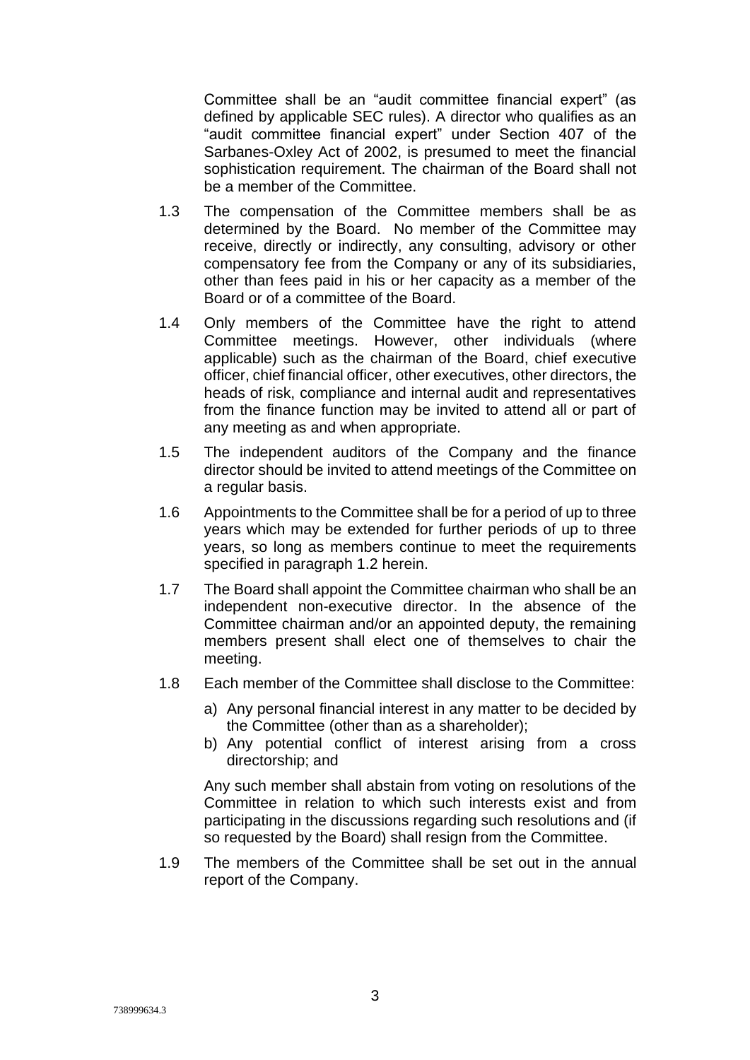Committee shall be an "audit committee financial expert" (as defined by applicable SEC rules). A director who qualifies as an "audit committee financial expert" under Section 407 of the Sarbanes-Oxley Act of 2002, is presumed to meet the financial sophistication requirement. The chairman of the Board shall not be a member of the Committee.

1.3 The compensation of the Committee members shall be as determined by the Board. No member of the Committee may receive, directly or indirectly, any consulting, advisory or other compensatory fee from the Company or any of its subsidiaries, other than fees paid in his or her capacity as a member of the Board or of a committee of the Board.

1.4 Only members of the Committee have the right to attend Committee meetings. However, other individuals (where applicable) such as the chairman of the Board, chief executive officer, chief financial officer, other executives, other directors, the heads of risk, compliance and internal audit and representatives from the finance function may be invited to attend all or part of any meeting as and when appropriate.

1.5 The independent auditors of the Company and the finance director should be invited to attend meetings of the Committee on a regular basis.

1.6 Appointments to the Committee shall be for a period of up to three years which may be extended for further periods of up to three years, so long as members continue to meet the requirements specified in paragraph 1.2 herein.

1.7 The Board shall appoint the Committee chairman who shall be an independent non-executive director. In the absence of the Committee chairman and/or an appointed deputy, the remaining members present shall elect one of themselves to chair the meeting.

1.8 Each member of the Committee shall disclose to the Committee:

a) Any personal financial interest in any matter to be decided by the Committee (other than as a shareholder);
b) Any potential conflict of interest arising from a cross directorship; and

Any such member shall abstain from voting on resolutions of the Committee in relation to which such interests exist and from participating in the discussions regarding such resolutions and (if so requested by the Board) shall resign from the Committee.

1.9 The members of the Committee shall be set out in the annual report of the Company.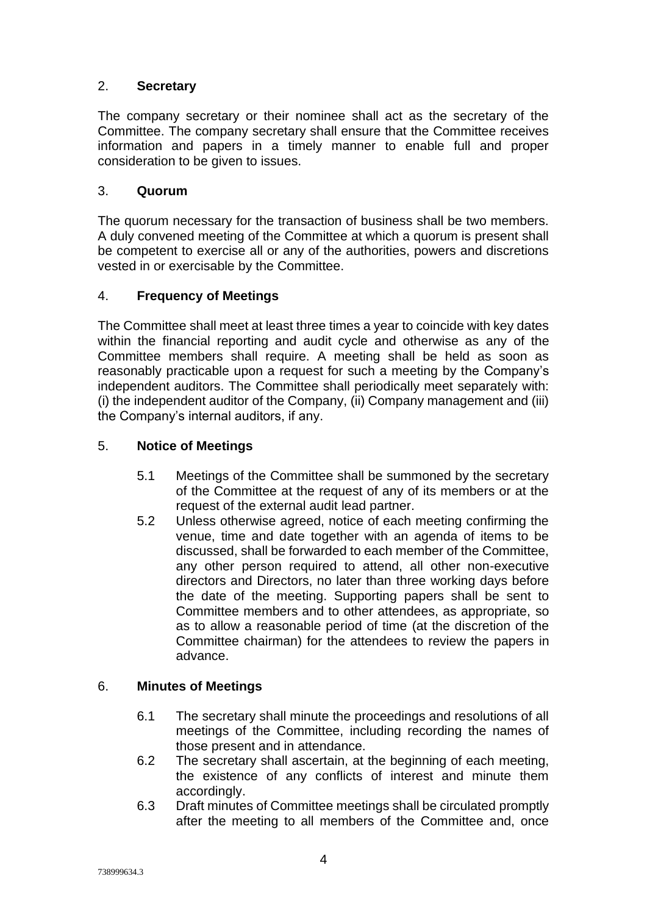## 2. Secretary

The company secretary or their nominee shall act as the secretary of the Committee. The company secretary shall ensure that the Committee receives information and papers in a timely manner to enable full and proper consideration to be given to issues.

## 3. Quorum

The quorum necessary for the transaction of business shall be two members. A duly convened meeting of the Committee at which a quorum is present shall be competent to exercise all or any of the authorities, powers and discretions vested in or exercisable by the Committee.

## 4. Frequency of Meetings

The Committee shall meet at least three times a year to coincide with key dates within the financial reporting and audit cycle and otherwise as any of the Committee members shall require. A meeting shall be held as soon as reasonably practicable upon a request for such a meeting by the Company's independent auditors. The Committee shall periodically meet separately with: (i) the independent auditor of the Company, (ii) Company management and (iii) the Company's internal auditors, if any.

## 5. Notice of Meetings

5.1 Meetings of the Committee shall be summoned by the secretary of the Committee at the request of any of its members or at the request of the external audit lead partner.

5.2 Unless otherwise agreed, notice of each meeting confirming the venue, time and date together with an agenda of items to be discussed, shall be forwarded to each member of the Committee, any other person required to attend, all other non-executive directors and Directors, no later than three working days before the date of the meeting. Supporting papers shall be sent to Committee members and to other attendees, as appropriate, so as to allow a reasonable period of time (at the discretion of the Committee chairman) for the attendees to review the papers in advance.

## 6. Minutes of Meetings

6.1 The secretary shall minute the proceedings and resolutions of all meetings of the Committee, including recording the names of those present and in attendance.

6.2 The secretary shall ascertain, at the beginning of each meeting, the existence of any conflicts of interest and minute them accordingly.

6.3 Draft minutes of Committee meetings shall be circulated promptly after the meeting to all members of the Committee and, once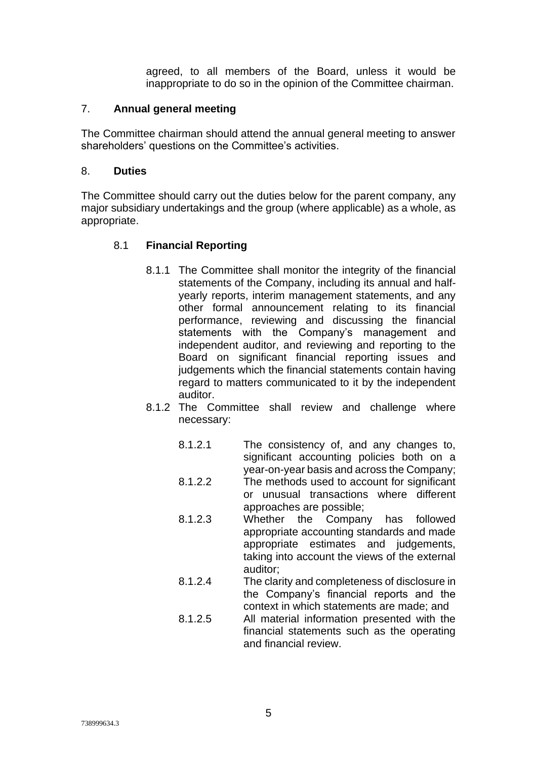agreed, to all members of the Board, unless it would be inappropriate to do so in the opinion of the Committee chairman.

## 7. **Annual general meeting**

The Committee chairman should attend the annual general meeting to answer shareholders' questions on the Committee's activities.

## 8. **Duties**

The Committee should carry out the duties below for the parent company, any major subsidiary undertakings and the group (where applicable) as a whole, as appropriate.

### 8.1 **Financial Reporting**

8.1.1 The Committee shall monitor the integrity of the financial statements of the Company, including its annual and half-yearly reports, interim management statements, and any other formal announcement relating to its financial performance, reviewing and discussing the financial statements with the Company's management and independent auditor, and reviewing and reporting to the Board on significant financial reporting issues and judgements which the financial statements contain having regard to matters communicated to it by the independent auditor.

8.1.2 The Committee shall review and challenge where necessary:

8.1.2.1 The consistency of, and any changes to, significant accounting policies both on a year-on-year basis and across the Company;

8.1.2.2 The methods used to account for significant or unusual transactions where different approaches are possible;

8.1.2.3 Whether the Company has followed appropriate accounting standards and made appropriate estimates and judgements, taking into account the views of the external auditor;

8.1.2.4 The clarity and completeness of disclosure in the Company's financial reports and the context in which statements are made; and

8.1.2.5 All material information presented with the financial statements such as the operating and financial review.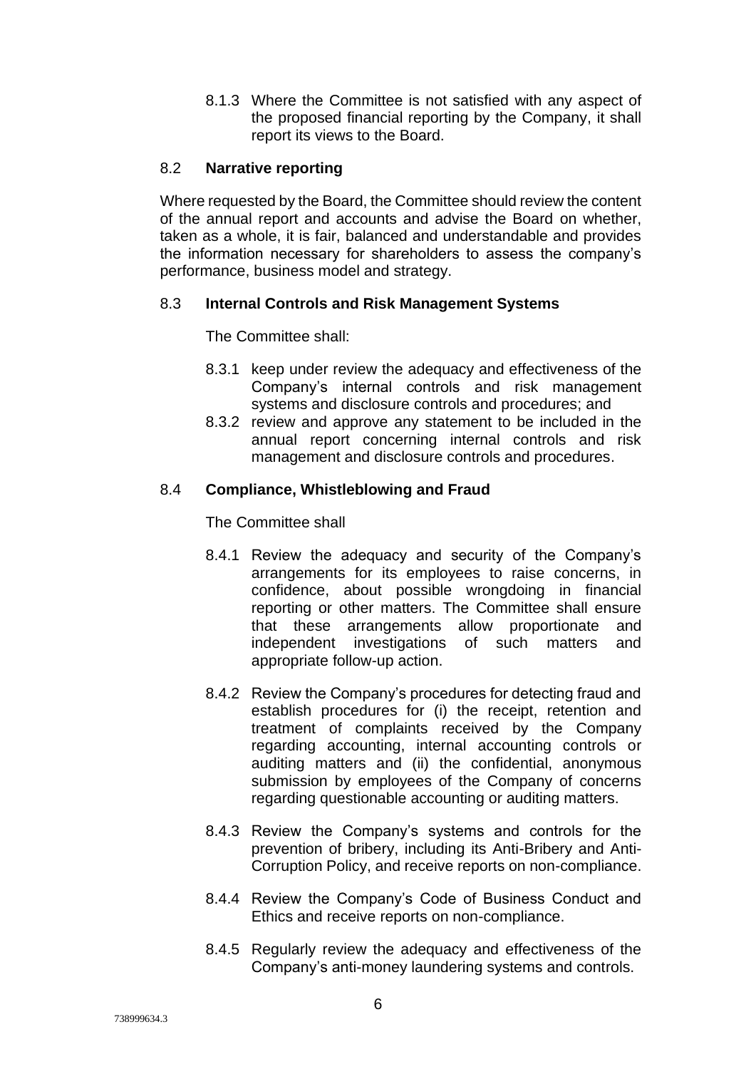8.1.3 Where the Committee is not satisfied with any aspect of the proposed financial reporting by the Company, it shall report its views to the Board.

### 8.2 Narrative reporting

Where requested by the Board, the Committee should review the content of the annual report and accounts and advise the Board on whether, taken as a whole, it is fair, balanced and understandable and provides the information necessary for shareholders to assess the company's performance, business model and strategy.

### 8.3 Internal Controls and Risk Management Systems

The Committee shall:

8.3.1 keep under review the adequacy and effectiveness of the Company's internal controls and risk management systems and disclosure controls and procedures; and

8.3.2 review and approve any statement to be included in the annual report concerning internal controls and risk management and disclosure controls and procedures.

### 8.4 Compliance, Whistleblowing and Fraud

The Committee shall

8.4.1 Review the adequacy and security of the Company's arrangements for its employees to raise concerns, in confidence, about possible wrongdoing in financial reporting or other matters. The Committee shall ensure that these arrangements allow proportionate and independent investigations of such matters and appropriate follow-up action.

8.4.2 Review the Company's procedures for detecting fraud and establish procedures for (i) the receipt, retention and treatment of complaints received by the Company regarding accounting, internal accounting controls or auditing matters and (ii) the confidential, anonymous submission by employees of the Company of concerns regarding questionable accounting or auditing matters.

8.4.3 Review the Company's systems and controls for the prevention of bribery, including its Anti-Bribery and Anti-Corruption Policy, and receive reports on non-compliance.

8.4.4 Review the Company's Code of Business Conduct and Ethics and receive reports on non-compliance.

8.4.5 Regularly review the adequacy and effectiveness of the Company's anti-money laundering systems and controls.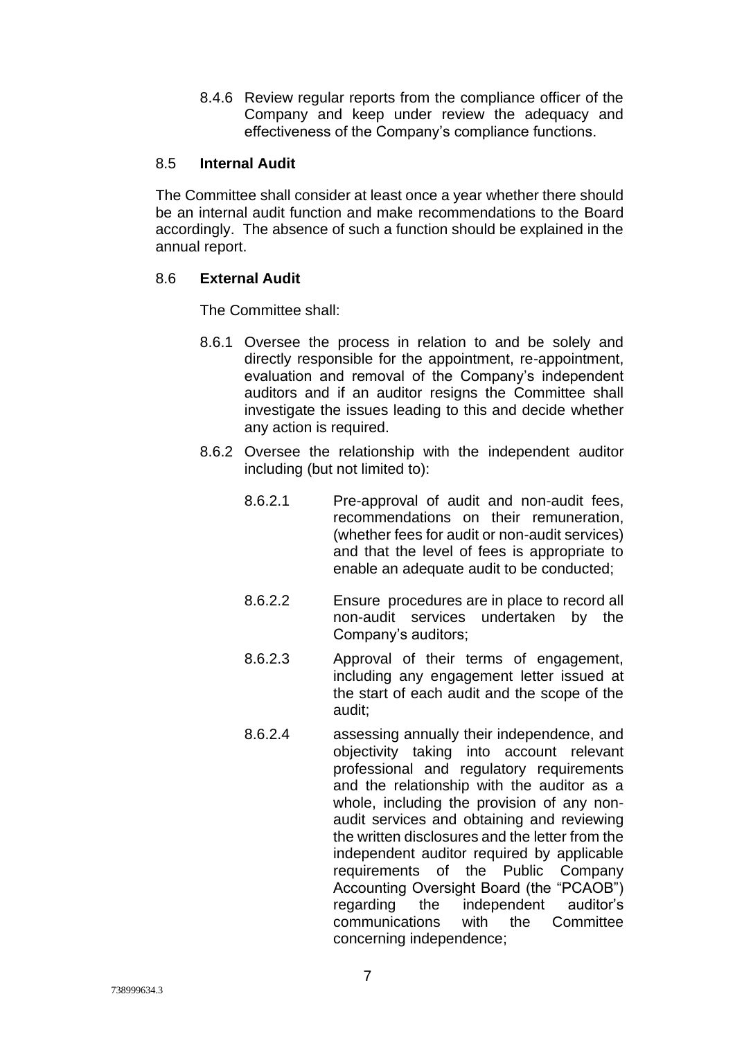8.4.6 Review regular reports from the compliance officer of the Company and keep under review the adequacy and effectiveness of the Company's compliance functions.

### 8.5 **Internal Audit**

The Committee shall consider at least once a year whether there should be an internal audit function and make recommendations to the Board accordingly. The absence of such a function should be explained in the annual report.

### 8.6 **External Audit**

The Committee shall:

8.6.1 Oversee the process in relation to and be solely and directly responsible for the appointment, re-appointment, evaluation and removal of the Company's independent auditors and if an auditor resigns the Committee shall investigate the issues leading to this and decide whether any action is required.

8.6.2 Oversee the relationship with the independent auditor including (but not limited to):

8.6.2.1 Pre-approval of audit and non-audit fees, recommendations on their remuneration, (whether fees for audit or non-audit services) and that the level of fees is appropriate to enable an adequate audit to be conducted;

8.6.2.2 Ensure procedures are in place to record all non-audit services undertaken by the Company's auditors;

8.6.2.3 Approval of their terms of engagement, including any engagement letter issued at the start of each audit and the scope of the audit;

8.6.2.4 assessing annually their independence, and objectivity taking into account relevant professional and regulatory requirements and the relationship with the auditor as a whole, including the provision of any non-audit services and obtaining and reviewing the written disclosures and the letter from the independent auditor required by applicable requirements of the Public Company Accounting Oversight Board (the "PCAOB") regarding the independent auditor's communications with the Committee concerning independence;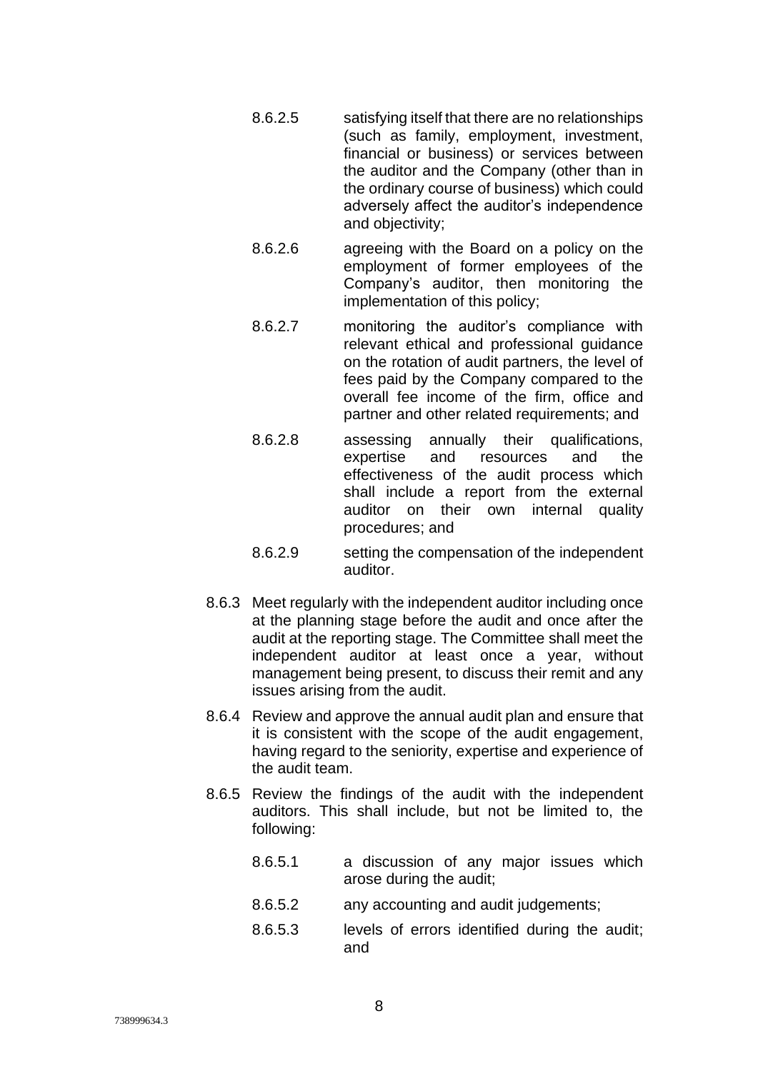8.6.2.5 satisfying itself that there are no relationships (such as family, employment, investment, financial or business) or services between the auditor and the Company (other than in the ordinary course of business) which could adversely affect the auditor's independence and objectivity;

8.6.2.6 agreeing with the Board on a policy on the employment of former employees of the Company's auditor, then monitoring the implementation of this policy;

8.6.2.7 monitoring the auditor's compliance with relevant ethical and professional guidance on the rotation of audit partners, the level of fees paid by the Company compared to the overall fee income of the firm, office and partner and other related requirements; and

8.6.2.8 assessing annually their qualifications, expertise and resources and the effectiveness of the audit process which shall include a report from the external auditor on their own internal quality procedures; and

8.6.2.9 setting the compensation of the independent auditor.

8.6.3 Meet regularly with the independent auditor including once at the planning stage before the audit and once after the audit at the reporting stage. The Committee shall meet the independent auditor at least once a year, without management being present, to discuss their remit and any issues arising from the audit.

8.6.4 Review and approve the annual audit plan and ensure that it is consistent with the scope of the audit engagement, having regard to the seniority, expertise and experience of the audit team.

8.6.5 Review the findings of the audit with the independent auditors. This shall include, but not be limited to, the following:

8.6.5.1 a discussion of any major issues which arose during the audit;

8.6.5.2 any accounting and audit judgements;

8.6.5.3 levels of errors identified during the audit; and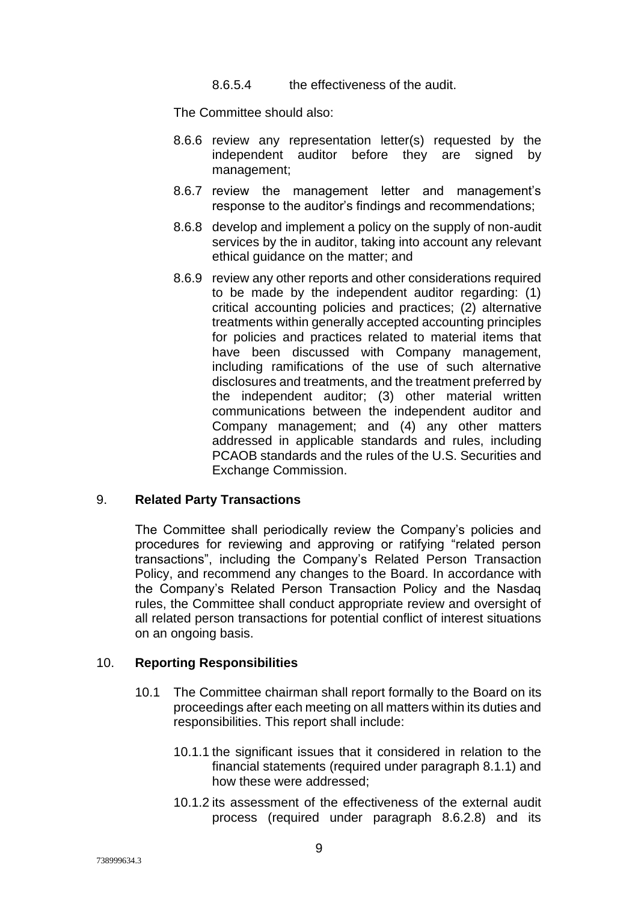8.6.5.4 the effectiveness of the audit.

The Committee should also:

8.6.6 review any representation letter(s) requested by the independent auditor before they are signed by management;

8.6.7 review the management letter and management's response to the auditor's findings and recommendations;

8.6.8 develop and implement a policy on the supply of non-audit services by the in auditor, taking into account any relevant ethical guidance on the matter; and

8.6.9 review any other reports and other considerations required to be made by the independent auditor regarding: (1) critical accounting policies and practices; (2) alternative treatments within generally accepted accounting principles for policies and practices related to material items that have been discussed with Company management, including ramifications of the use of such alternative disclosures and treatments, and the treatment preferred by the independent auditor; (3) other material written communications between the independent auditor and Company management; and (4) any other matters addressed in applicable standards and rules, including PCAOB standards and the rules of the U.S. Securities and Exchange Commission.

## 9. **Related Party Transactions**

The Committee shall periodically review the Company's policies and procedures for reviewing and approving or ratifying "related person transactions", including the Company's Related Person Transaction Policy, and recommend any changes to the Board. In accordance with the Company's Related Person Transaction Policy and the Nasdaq rules, the Committee shall conduct appropriate review and oversight of all related person transactions for potential conflict of interest situations on an ongoing basis.

## 10. **Reporting Responsibilities**

10.1 The Committee chairman shall report formally to the Board on its proceedings after each meeting on all matters within its duties and responsibilities. This report shall include:

10.1.1 the significant issues that it considered in relation to the financial statements (required under paragraph 8.1.1) and how these were addressed;

10.1.2 its assessment of the effectiveness of the external audit process (required under paragraph 8.6.2.8) and its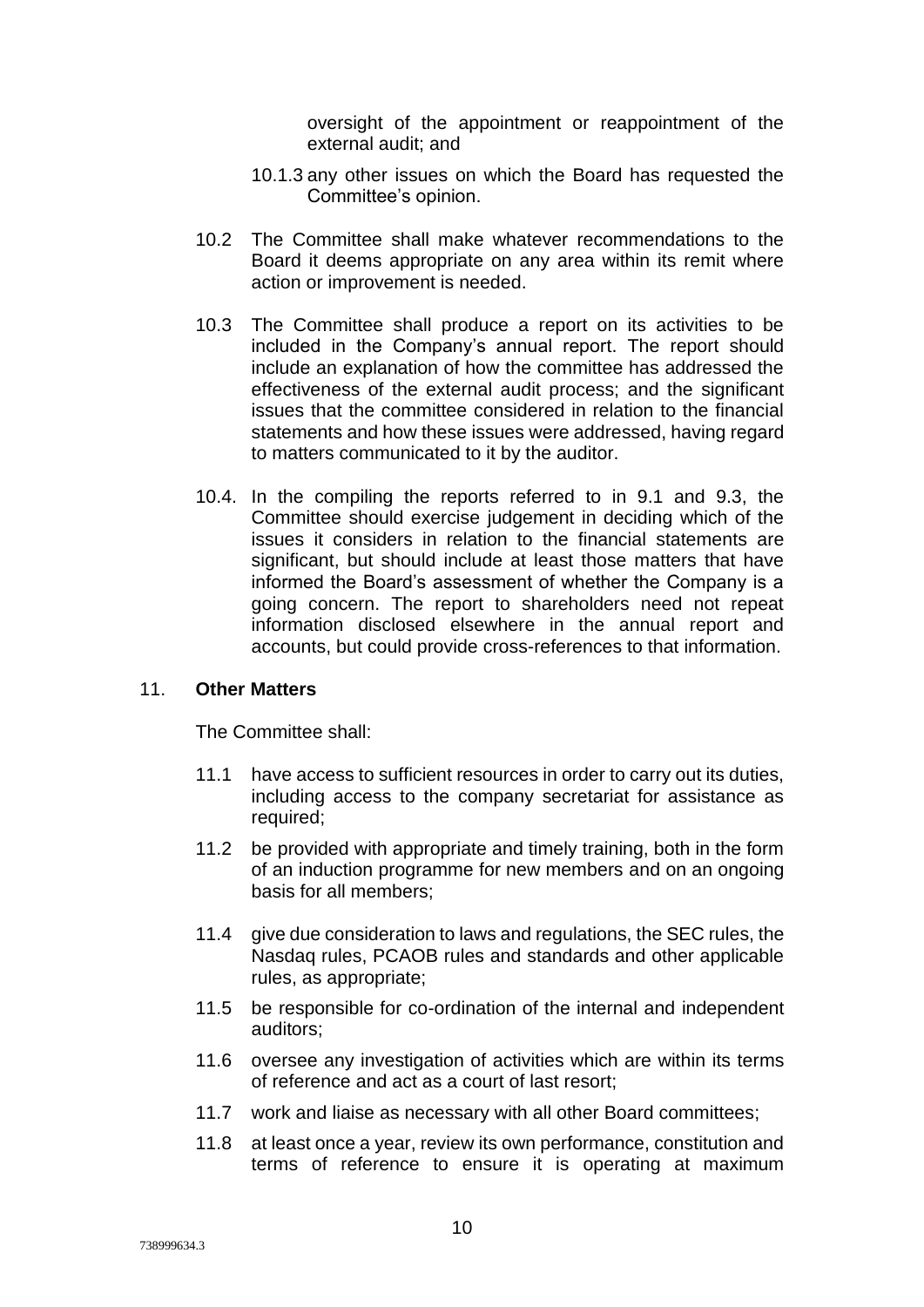oversight of the appointment or reappointment of the external audit; and

10.1.3 any other issues on which the Board has requested the Committee's opinion.

10.2 The Committee shall make whatever recommendations to the Board it deems appropriate on any area within its remit where action or improvement is needed.

10.3 The Committee shall produce a report on its activities to be included in the Company's annual report. The report should include an explanation of how the committee has addressed the effectiveness of the external audit process; and the significant issues that the committee considered in relation to the financial statements and how these issues were addressed, having regard to matters communicated to it by the auditor.

10.4. In the compiling the reports referred to in 9.1 and 9.3, the Committee should exercise judgement in deciding which of the issues it considers in relation to the financial statements are significant, but should include at least those matters that have informed the Board's assessment of whether the Company is a going concern. The report to shareholders need not repeat information disclosed elsewhere in the annual report and accounts, but could provide cross-references to that information.

## 11. **Other Matters**

The Committee shall:

11.1 have access to sufficient resources in order to carry out its duties, including access to the company secretariat for assistance as required;

11.2 be provided with appropriate and timely training, both in the form of an induction programme for new members and on an ongoing basis for all members;

11.4 give due consideration to laws and regulations, the SEC rules, the Nasdaq rules, PCAOB rules and standards and other applicable rules, as appropriate;

11.5 be responsible for co-ordination of the internal and independent auditors;

11.6 oversee any investigation of activities which are within its terms of reference and act as a court of last resort;

11.7 work and liaise as necessary with all other Board committees;

11.8 at least once a year, review its own performance, constitution and terms of reference to ensure it is operating at maximum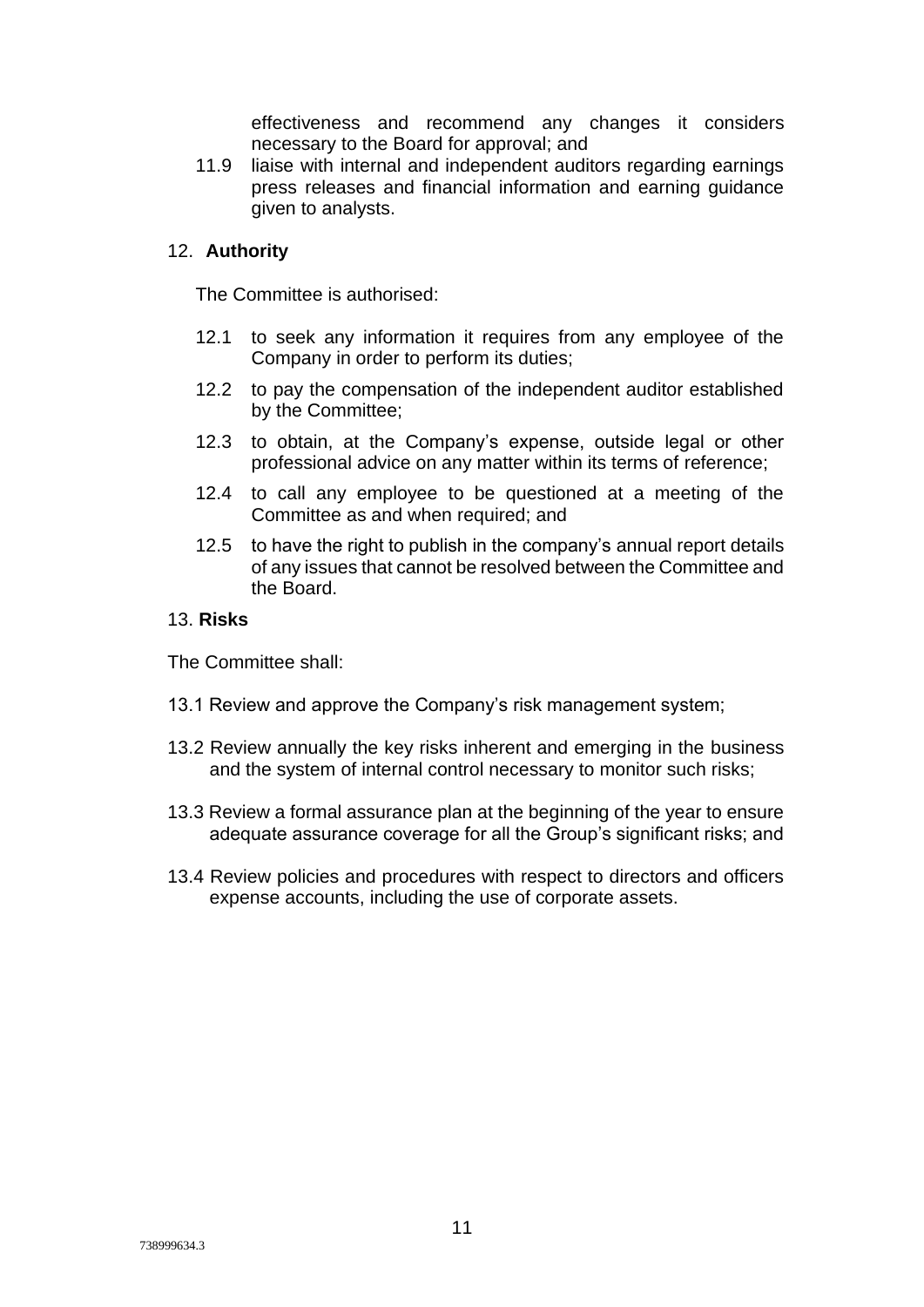effectiveness and recommend any changes it considers necessary to the Board for approval; and

11.9 liaise with internal and independent auditors regarding earnings press releases and financial information and earning guidance given to analysts.

12. **Authority**

The Committee is authorised:

12.1 to seek any information it requires from any employee of the Company in order to perform its duties;

12.2 to pay the compensation of the independent auditor established by the Committee;

12.3 to obtain, at the Company's expense, outside legal or other professional advice on any matter within its terms of reference;

12.4 to call any employee to be questioned at a meeting of the Committee as and when required; and

12.5 to have the right to publish in the company's annual report details of any issues that cannot be resolved between the Committee and the Board.

13. **Risks**

The Committee shall:

13.1 Review and approve the Company's risk management system;

13.2 Review annually the key risks inherent and emerging in the business and the system of internal control necessary to monitor such risks;

13.3 Review a formal assurance plan at the beginning of the year to ensure adequate assurance coverage for all the Group's significant risks; and

13.4 Review policies and procedures with respect to directors and officers expense accounts, including the use of corporate assets.